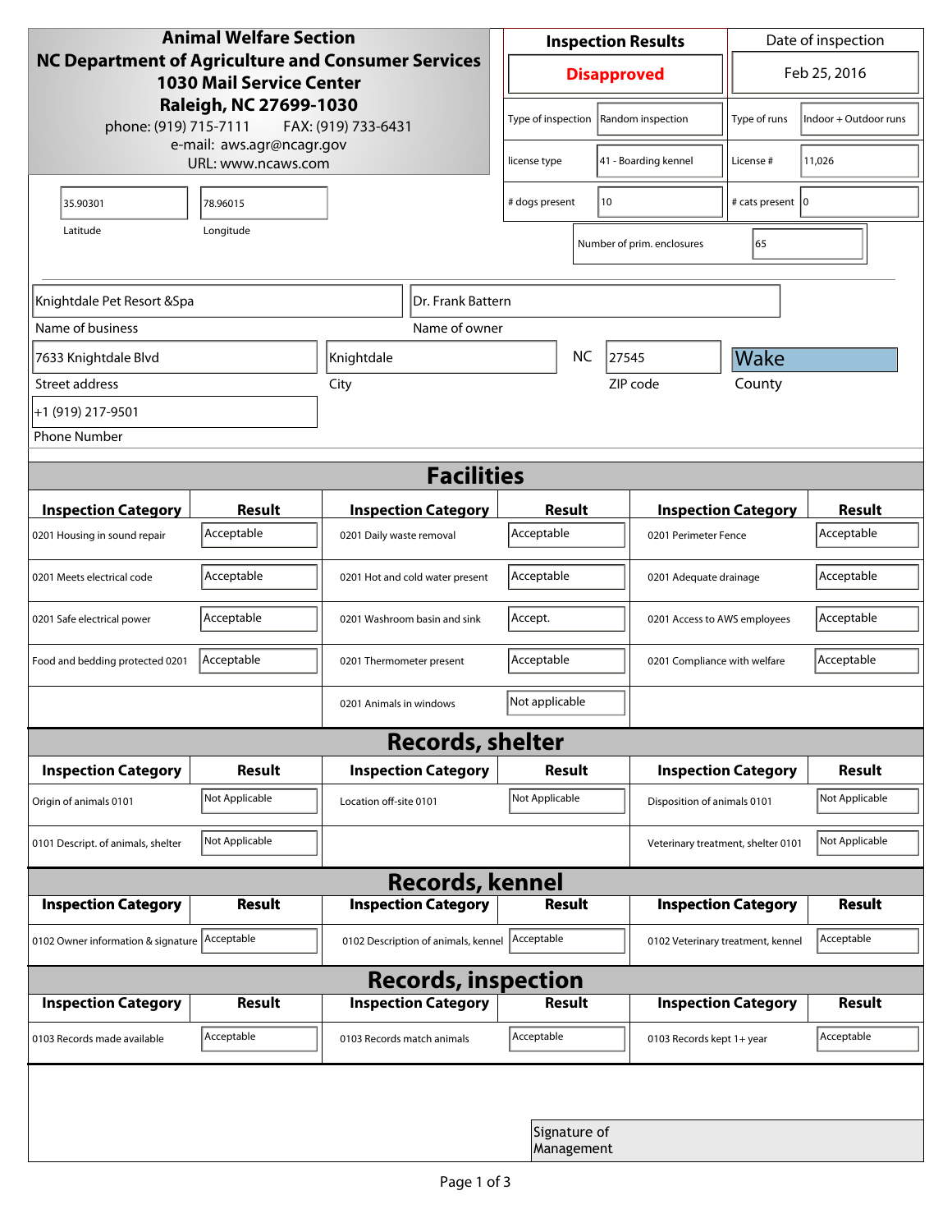**Animal Welfare Section**
**NC Department of Agriculture and Consumer Services**
**1030 Mail Service Center**
**Raleigh, NC 27699-1030**
phone: (919) 715-7111 FAX: (919) 733-6431
e-mail: aws.agr@ncagr.gov
URL: www.ncaws.com

| Inspection Results | Date of inspection |
|---|---|
| **Disapproved** | Feb 25, 2016 |

| Type of inspection | Random inspection | Type of runs | Indoor + Outdoor runs |
|---|---|---|---|
| license type | 41 - Boarding kennel | License # | 11,026 |
| # dogs present | 10 | # cats present | 0 |
| Number of prim. enclosures | 65 | | |

| Latitude | Longitude |
|---|---|
| 35.90301 | 78.96015 |

| Name of business | Name of owner |
|---|---|
| Knightdale Pet Resort &Spa | Dr. Frank Battern |

| Street address | City | State | ZIP code | County |
|---|---|---|---|---|
| 7633 Knightdale Blvd | Knightdale | NC | 27545 | Wake |

Phone Number: +1 (919) 217-9501

## Facilities

| Inspection Category | Result | Inspection Category | Result | Inspection Category | Result |
|---|---|---|---|---|---|
| 0201 Housing in sound repair | Acceptable | 0201 Daily waste removal | Acceptable | 0201 Perimeter Fence | Acceptable |
| 0201 Meets electrical code | Acceptable | 0201 Hot and cold water present | Acceptable | 0201 Adequate drainage | Acceptable |
| 0201 Safe electrical power | Acceptable | 0201 Washroom basin and sink | Accept. | 0201 Access to AWS employees | Acceptable |
| Food and bedding protected 0201 | Acceptable | 0201 Thermometer present | Acceptable | 0201 Compliance with welfare | Acceptable |
| | | 0201 Animals in windows | Not applicable | | |

## Records, shelter

| Inspection Category | Result | Inspection Category | Result | Inspection Category | Result |
|---|---|---|---|---|---|
| Origin of animals 0101 | Not Applicable | Location off-site 0101 | Not Applicable | Disposition of animals 0101 | Not Applicable |
| 0101 Descript. of animals, shelter | Not Applicable | | | Veterinary treatment, shelter 0101 | Not Applicable |

## Records, kennel

| Inspection Category | Result | Inspection Category | Result | Inspection Category | Result |
|---|---|---|---|---|---|
| 0102 Owner information & signature | Acceptable | 0102 Description of animals, kennel | Acceptable | 0102 Veterinary treatment, kennel | Acceptable |

## Records, inspection

| Inspection Category | Result | Inspection Category | Result | Inspection Category | Result |
|---|---|---|---|---|---|
| 0103 Records made available | Acceptable | 0103 Records match animals | Acceptable | 0103 Records kept 1+ year | Acceptable |

Signature of Management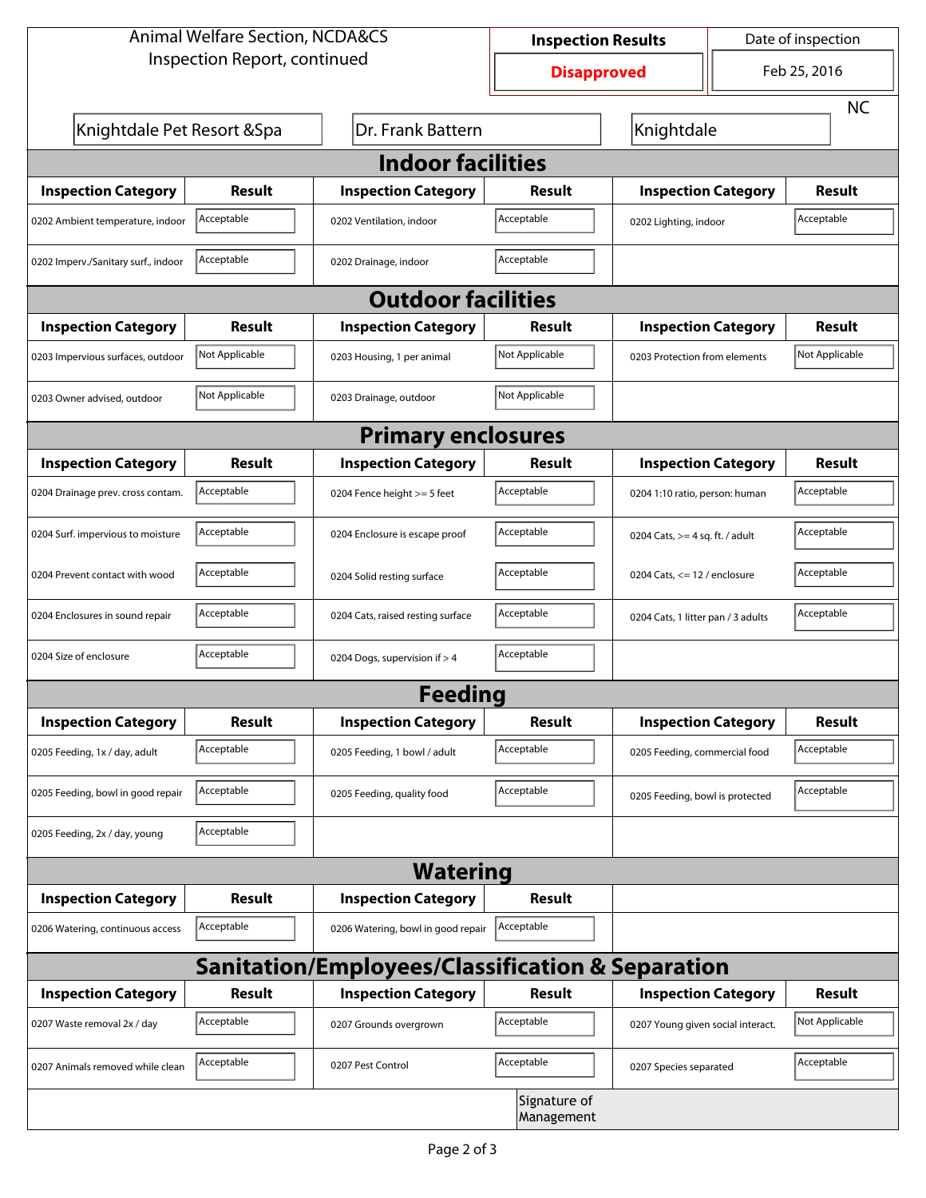Animal Welfare Section, NCDA&CS
Inspection Report, continued

| Inspection Results | Date of inspection |
|---|---|
| **Disapproved** | Feb 25, 2016 |

Knightdale Pet Resort &Spa | Dr. Frank Battern | Knightdale | NC

## Indoor facilities

| Inspection Category | Result | Inspection Category | Result | Inspection Category | Result |
|---|---|---|---|---|---|
| 0202 Ambient temperature, indoor | Acceptable | 0202 Ventilation, indoor | Acceptable | 0202 Lighting, indoor | Acceptable |
| 0202 Imperv./Sanitary surf., indoor | Acceptable | 0202 Drainage, indoor | Acceptable | | |

## Outdoor facilities

| Inspection Category | Result | Inspection Category | Result | Inspection Category | Result |
|---|---|---|---|---|---|
| 0203 Impervious surfaces, outdoor | Not Applicable | 0203 Housing, 1 per animal | Not Applicable | 0203 Protection from elements | Not Applicable |
| 0203 Owner advised, outdoor | Not Applicable | 0203 Drainage, outdoor | Not Applicable | | |

## Primary enclosures

| Inspection Category | Result | Inspection Category | Result | Inspection Category | Result |
|---|---|---|---|---|---|
| 0204 Drainage prev. cross contam. | Acceptable | 0204 Fence height >= 5 feet | Acceptable | 0204 1:10 ratio, person: human | Acceptable |
| 0204 Surf. impervious to moisture | Acceptable | 0204 Enclosure is escape proof | Acceptable | 0204 Cats, >= 4 sq. ft. / adult | Acceptable |
| 0204 Prevent contact with wood | Acceptable | 0204 Solid resting surface | Acceptable | 0204 Cats, <= 12 / enclosure | Acceptable |
| 0204 Enclosures in sound repair | Acceptable | 0204 Cats, raised resting surface | Acceptable | 0204 Cats, 1 litter pan / 3 adults | Acceptable |
| 0204 Size of enclosure | Acceptable | 0204 Dogs, supervision if > 4 | Acceptable | | |

## Feeding

| Inspection Category | Result | Inspection Category | Result | Inspection Category | Result |
|---|---|---|---|---|---|
| 0205 Feeding, 1x / day, adult | Acceptable | 0205 Feeding, 1 bowl / adult | Acceptable | 0205 Feeding, commercial food | Acceptable |
| 0205 Feeding, bowl in good repair | Acceptable | 0205 Feeding, quality food | Acceptable | 0205 Feeding, bowl is protected | Acceptable |
| 0205 Feeding, 2x / day, young | Acceptable | | | | |

## Watering

| Inspection Category | Result | Inspection Category | Result |
|---|---|---|---|
| 0206 Watering, continuous access | Acceptable | 0206 Watering, bowl in good repair | Acceptable |

## Sanitation/Employees/Classification & Separation

| Inspection Category | Result | Inspection Category | Result | Inspection Category | Result |
|---|---|---|---|---|---|
| 0207 Waste removal 2x / day | Acceptable | 0207 Grounds overgrown | Acceptable | 0207 Young given social interact. | Not Applicable |
| 0207 Animals removed while clean | Acceptable | 0207 Pest Control | Acceptable | 0207 Species separated | Acceptable |

Signature of Management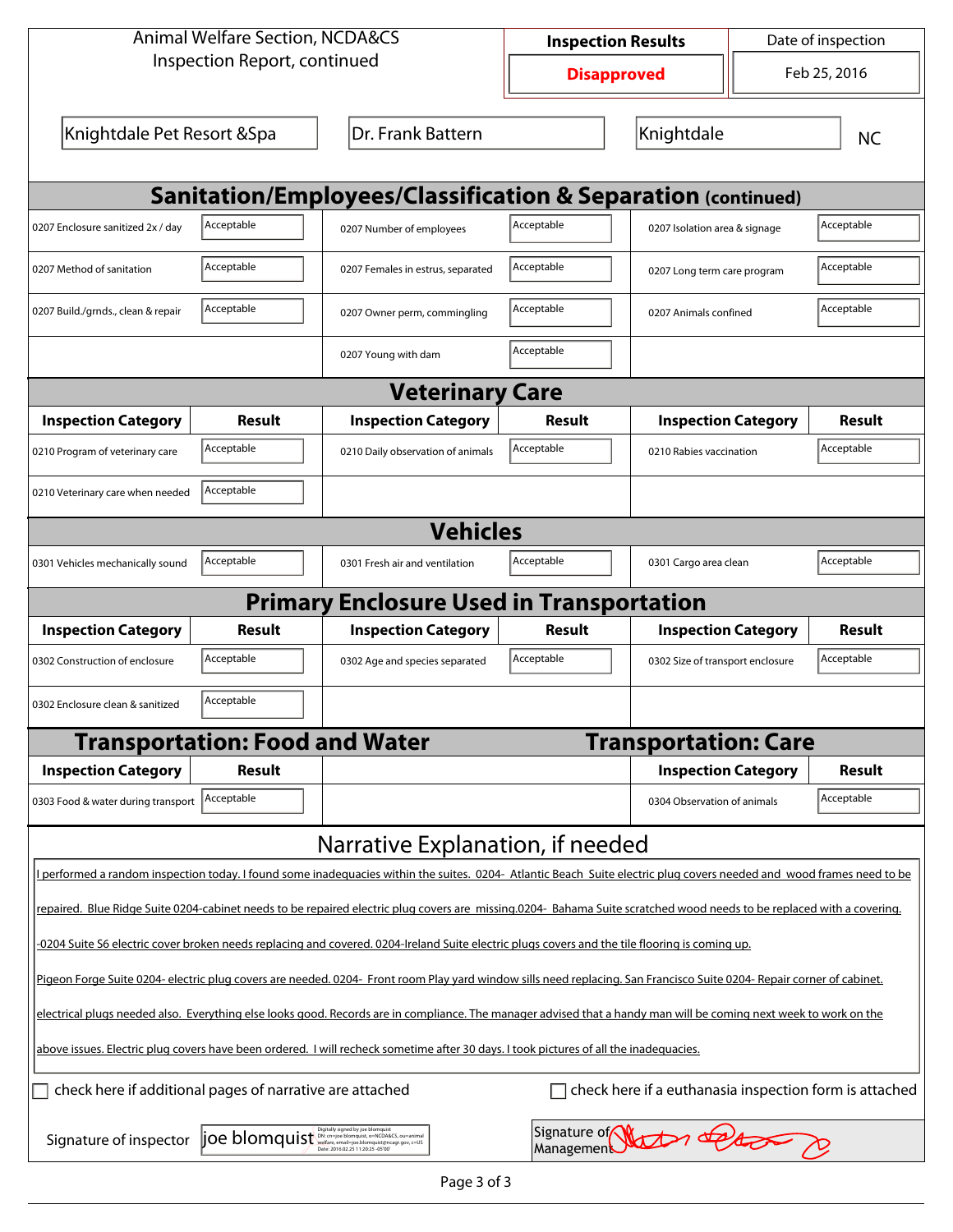Animal Welfare Section, NCDA&CS
Inspection Report, continued

| Inspection Results | Date of inspection |
| --- | --- |
| **Disapproved** | Feb 25, 2016 |

Knightdale Pet Resort &Spa | Dr. Frank Battern | Knightdale | NC

## Sanitation/Employees/Classification & Separation (continued)

| | | | | | |
| --- | --- | --- | --- | --- | --- |
| 0207 Enclosure sanitized 2x / day | Acceptable | 0207 Number of employees | Acceptable | 0207 Isolation area & signage | Acceptable |
| 0207 Method of sanitation | Acceptable | 0207 Females in estrus, separated | Acceptable | 0207 Long term care program | Acceptable |
| 0207 Build./grnds., clean & repair | Acceptable | 0207 Owner perm, commingling | Acceptable | 0207 Animals confined | Acceptable |
| | | 0207 Young with dam | Acceptable | | |

## Veterinary Care

| Inspection Category | Result | Inspection Category | Result | Inspection Category | Result |
| --- | --- | --- | --- | --- | --- |
| 0210 Program of veterinary care | Acceptable | 0210 Daily observation of animals | Acceptable | 0210 Rabies vaccination | Acceptable |
| 0210 Veterinary care when needed | Acceptable | | | | |

## Vehicles

| | | | | | |
| --- | --- | --- | --- | --- | --- |
| 0301 Vehicles mechanically sound | Acceptable | 0301 Fresh air and ventilation | Acceptable | 0301 Cargo area clean | Acceptable |

## Primary Enclosure Used in Transportation

| Inspection Category | Result | Inspection Category | Result | Inspection Category | Result |
| --- | --- | --- | --- | --- | --- |
| 0302 Construction of enclosure | Acceptable | 0302 Age and species separated | Acceptable | 0302 Size of transport enclosure | Acceptable |
| 0302 Enclosure clean & sanitized | Acceptable | | | | |

## Transportation: Food and Water

| Inspection Category | Result |
| --- | --- |
| 0303 Food & water during transport | Acceptable |

## Transportation: Care

| Inspection Category | Result |
| --- | --- |
| 0304 Observation of animals | Acceptable |

## Narrative Explanation, if needed

I performed a random inspection today. I found some inadequacies within the suites. 0204- Atlantic Beach Suite electric plug covers needed and wood frames need to be repaired. Blue Ridge Suite 0204-cabinet needs to be repaired electric plug covers are missing.0204- Bahama Suite scratched wood needs to be replaced with a covering. -0204 Suite S6 electric cover broken needs replacing and covered. 0204-Ireland Suite electric plugs covers and the tile flooring is coming up. Pigeon Forge Suite 0204- electric plug covers are needed. 0204- Front room Play yard window sills need replacing. San Francisco Suite 0204- Repair corner of cabinet. electrical plugs needed also. Everything else looks good. Records are in compliance. The manager advised that a handy man will be coming next week to work on the above issues. Electric plug covers have been ordered. I will recheck sometime after 30 days. I took pictures of all the inadequacies.

☐ check here if additional pages of narrative are attached

☐ check here if a euthanasia inspection form is attached

Signature of inspector: joe blomquist (Digitally signed by joe blomquist DN: cn=joe blomquist, o=NCDA&CS, ou=animal welfare, email=joe.blomquist@ncagr.gov, c=US Date: 2016.02.25 11:20:25 -05'00')

Signature of Management: [signature]